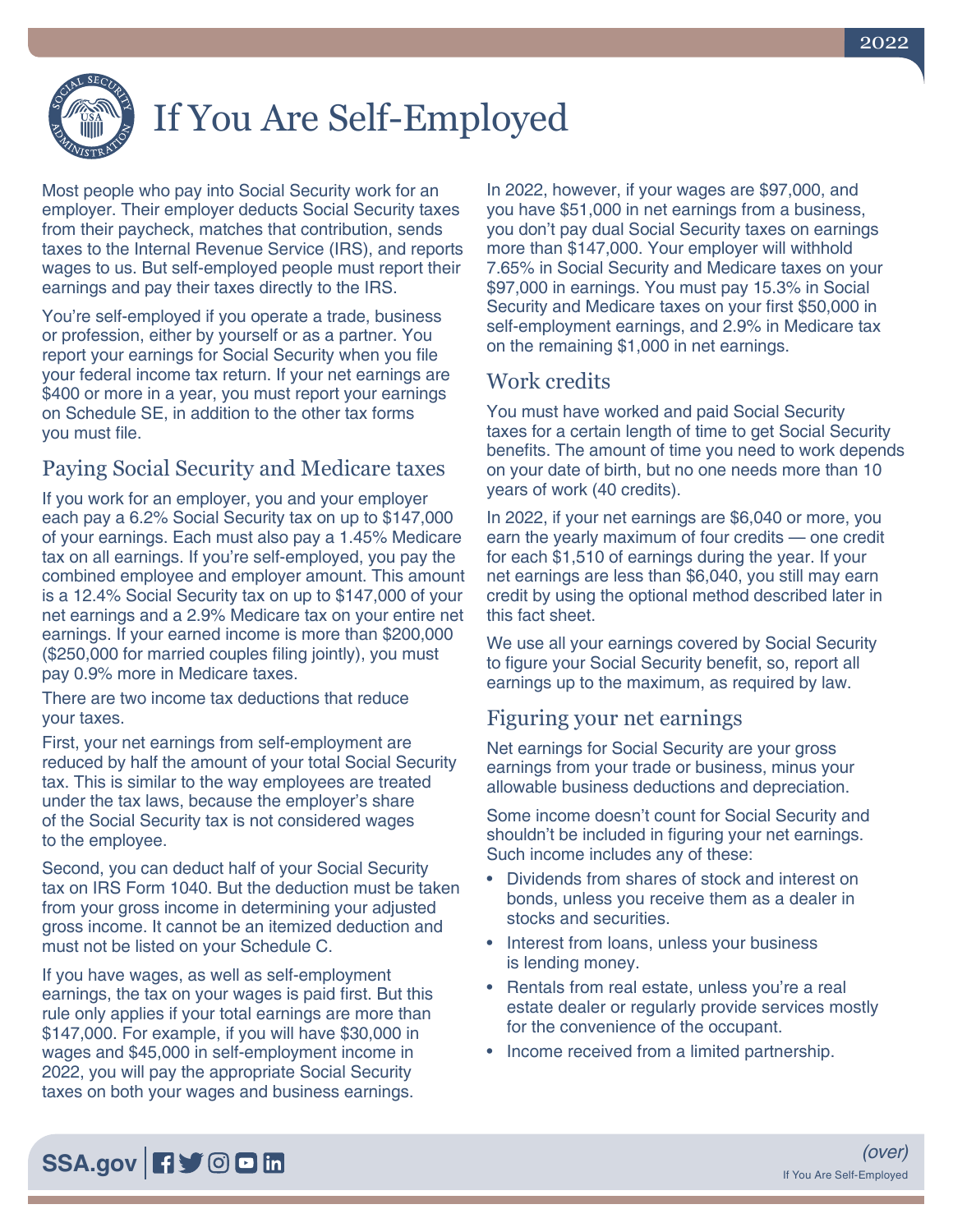# If You Are Self-Employed

Most people who pay into Social Security work for an employer. Their employer deducts Social Security taxes from their paycheck, matches that contribution, sends taxes to the Internal Revenue Service (IRS), and reports wages to us. But self-employed people must report their earnings and pay their taxes directly to the IRS.

You're self-employed if you operate a trade, business or profession, either by yourself or as a partner. You report your earnings for Social Security when you file your federal income tax return. If your net earnings are $400 or more in a year, you must report your earnings on Schedule SE, in addition to the other tax forms you must file.

## Paying Social Security and Medicare taxes

If you work for an employer, you and your employer each pay a 6.2% Social Security tax on up to $147,000 of your earnings. Each must also pay a 1.45% Medicare tax on all earnings. If you're self-employed, you pay the combined employee and employer amount. This amount is a 12.4% Social Security tax on up to $147,000 of your net earnings and a 2.9% Medicare tax on your entire net earnings. If your earned income is more than $200,000 ($250,000 for married couples filing jointly), you must pay 0.9% more in Medicare taxes.

There are two income tax deductions that reduce your taxes.

First, your net earnings from self-employment are reduced by half the amount of your total Social Security tax. This is similar to the way employees are treated under the tax laws, because the employer's share of the Social Security tax is not considered wages to the employee.

Second, you can deduct half of your Social Security tax on IRS Form 1040. But the deduction must be taken from your gross income in determining your adjusted gross income. It cannot be an itemized deduction and must not be listed on your Schedule C.

If you have wages, as well as self-employment earnings, the tax on your wages is paid first. But this rule only applies if your total earnings are more than $147,000. For example, if you will have $30,000 in wages and $45,000 in self-employment income in 2022, you will pay the appropriate Social Security taxes on both your wages and business earnings.

In 2022, however, if your wages are $97,000, and you have $51,000 in net earnings from a business, you don't pay dual Social Security taxes on earnings more than $147,000. Your employer will withhold 7.65% in Social Security and Medicare taxes on your $97,000 in earnings. You must pay 15.3% in Social Security and Medicare taxes on your first $50,000 in self-employment earnings, and 2.9% in Medicare tax on the remaining $1,000 in net earnings.

## Work credits

You must have worked and paid Social Security taxes for a certain length of time to get Social Security benefits. The amount of time you need to work depends on your date of birth, but no one needs more than 10 years of work (40 credits).

In 2022, if your net earnings are $6,040 or more, you earn the yearly maximum of four credits — one credit for each $1,510 of earnings during the year. If your net earnings are less than $6,040, you still may earn credit by using the optional method described later in this fact sheet.

We use all your earnings covered by Social Security to figure your Social Security benefit, so, report all earnings up to the maximum, as required by law.

## Figuring your net earnings

Net earnings for Social Security are your gross earnings from your trade or business, minus your allowable business deductions and depreciation.

Some income doesn't count for Social Security and shouldn't be included in figuring your net earnings. Such income includes any of these:

- Dividends from shares of stock and interest on bonds, unless you receive them as a dealer in stocks and securities.
- Interest from loans, unless your business is lending money.
- Rentals from real estate, unless you're a real estate dealer or regularly provide services mostly for the convenience of the occupant.
- Income received from a limited partnership.

*(over)*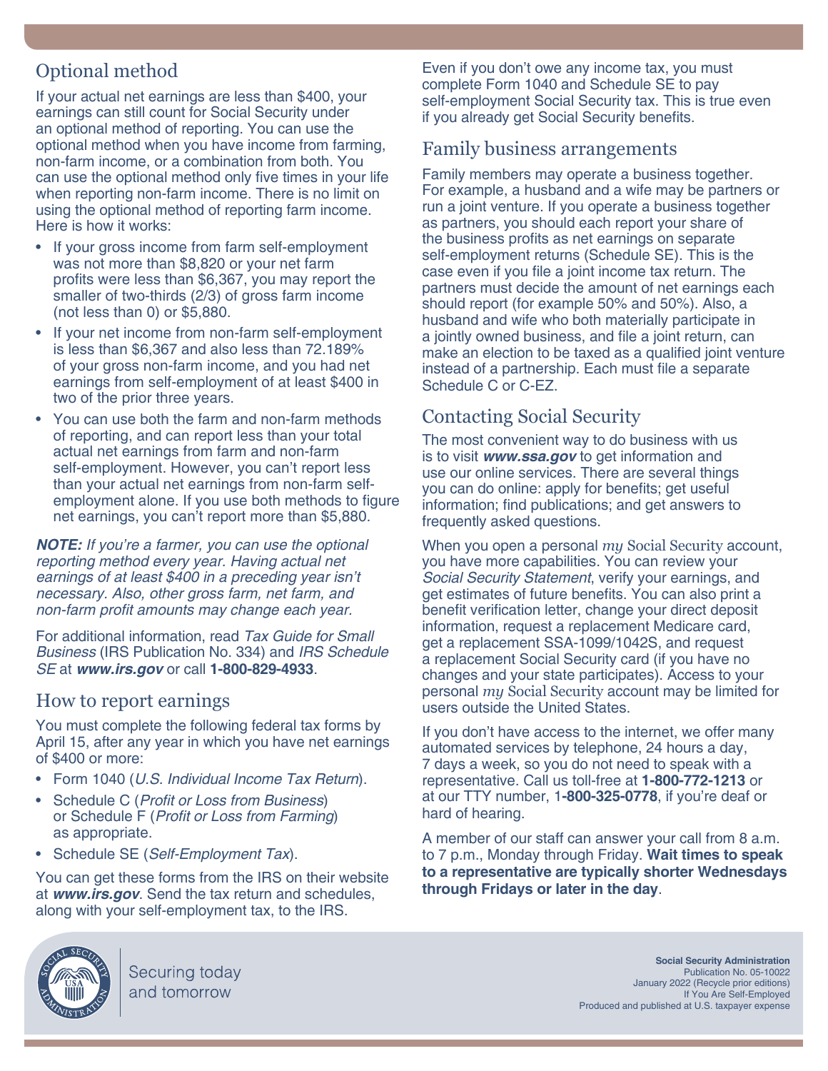## Optional method

If your actual net earnings are less than $400, your earnings can still count for Social Security under an optional method of reporting. You can use the optional method when you have income from farming, non-farm income, or a combination from both. You can use the optional method only five times in your life when reporting non-farm income. There is no limit on using the optional method of reporting farm income. Here is how it works:

- If your gross income from farm self-employment was not more than $8,820 or your net farm profits were less than $6,367, you may report the smaller of two-thirds (2/3) of gross farm income (not less than 0) or $5,880.
- If your net income from non-farm self-employment is less than $6,367 and also less than 72.189% of your gross non-farm income, and you had net earnings from self-employment of at least $400 in two of the prior three years.
- You can use both the farm and non-farm methods of reporting, and can report less than your total actual net earnings from farm and non-farm self-employment. However, you can't report less than your actual net earnings from non-farm self-employment alone. If you use both methods to figure net earnings, you can't report more than $5,880.

***NOTE:*** *If you're a farmer, you can use the optional reporting method every year. Having actual net earnings of at least $400 in a preceding year isn't necessary. Also, other gross farm, net farm, and non-farm profit amounts may change each year.*

For additional information, read *Tax Guide for Small Business* (IRS Publication No. 334) and *IRS Schedule SE* at ***www.irs.gov*** or call **1-800-829-4933**.

## How to report earnings

You must complete the following federal tax forms by April 15, after any year in which you have net earnings of $400 or more:

- Form 1040 (*U.S. Individual Income Tax Return*).
- Schedule C (*Profit or Loss from Business*) or Schedule F (*Profit or Loss from Farming*) as appropriate.
- Schedule SE (*Self-Employment Tax*).

You can get these forms from the IRS on their website at ***www.irs.gov***. Send the tax return and schedules, along with your self-employment tax, to the IRS.

Even if you don't owe any income tax, you must complete Form 1040 and Schedule SE to pay self-employment Social Security tax. This is true even if you already get Social Security benefits.

## Family business arrangements

Family members may operate a business together. For example, a husband and a wife may be partners or run a joint venture. If you operate a business together as partners, you should each report your share of the business profits as net earnings on separate self-employment returns (Schedule SE). This is the case even if you file a joint income tax return. The partners must decide the amount of net earnings each should report (for example 50% and 50%). Also, a husband and wife who both materially participate in a jointly owned business, and file a joint return, can make an election to be taxed as a qualified joint venture instead of a partnership. Each must file a separate Schedule C or C-EZ.

## Contacting Social Security

The most convenient way to do business with us is to visit ***www.ssa.gov*** to get information and use our online services. There are several things you can do online: apply for benefits; get useful information; find publications; and get answers to frequently asked questions.

When you open a personal *my* Social Security account, you have more capabilities. You can review your *Social Security Statement*, verify your earnings, and get estimates of future benefits. You can also print a benefit verification letter, change your direct deposit information, request a replacement Medicare card, get a replacement SSA-1099/1042S, and request a replacement Social Security card (if you have no changes and your state participates). Access to your personal *my* Social Security account may be limited for users outside the United States.

If you don't have access to the internet, we offer many automated services by telephone, 24 hours a day, 7 days a week, so you do not need to speak with a representative. Call us toll-free at **1-800-772-1213** or at our TTY number, **1-800-325-0778**, if you're deaf or hard of hearing.

A member of our staff can answer your call from 8 a.m. to 7 p.m., Monday through Friday. **Wait times to speak to a representative are typically shorter Wednesdays through Fridays or later in the day**.

Securing today and tomorrow

**Social Security Administration**
Publication No. 05-10022
January 2022 (Recycle prior editions)
If You Are Self-Employed
Produced and published at U.S. taxpayer expense